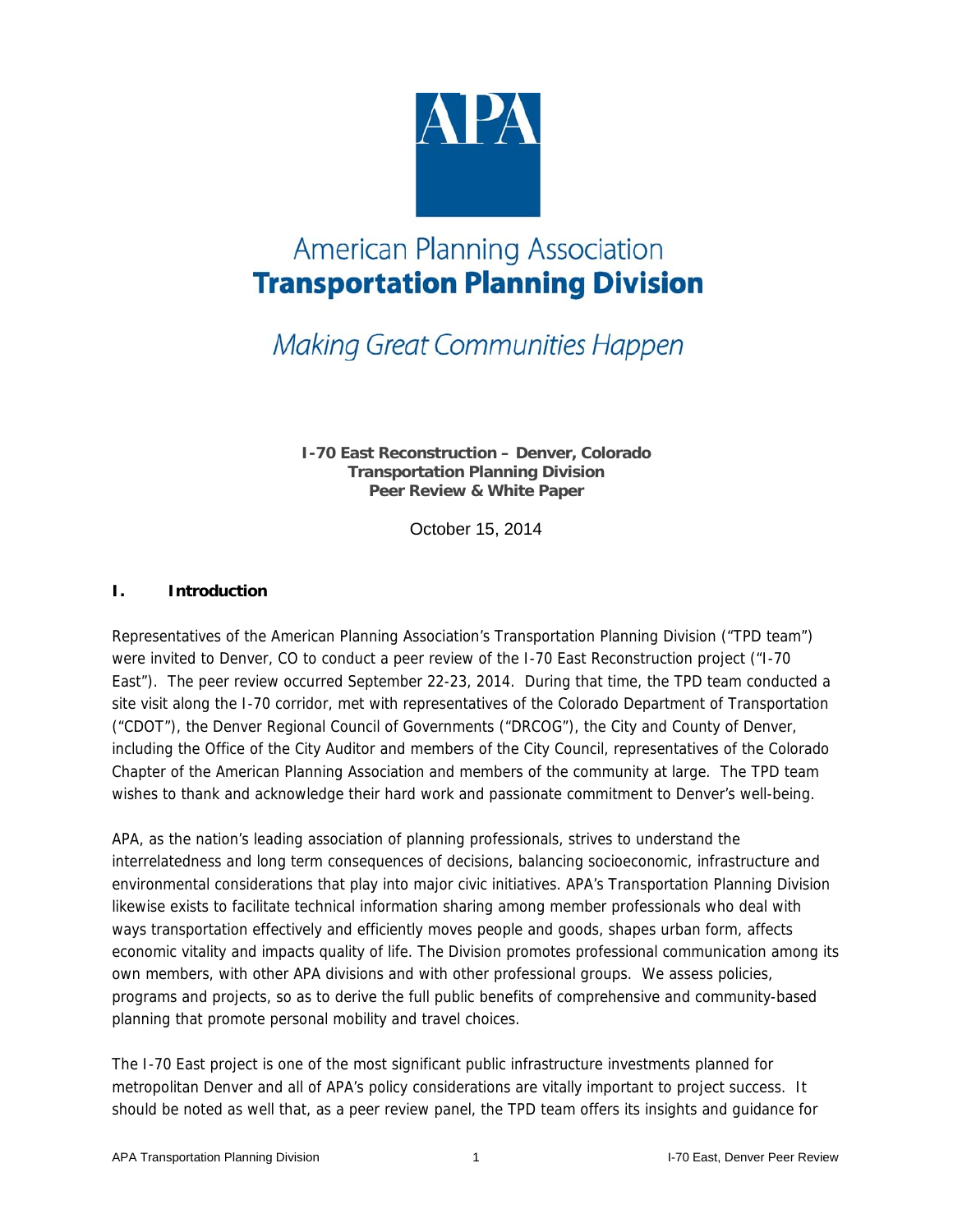# American Planning Association
# Transportation Planning Division

*Making Great Communities Happen*

**I-70 East Reconstruction – Denver, Colorado**
**Transportation Planning Division**
**Peer Review & White Paper**

October 15, 2014

## I. Introduction

Representatives of the American Planning Association's Transportation Planning Division ("TPD team") were invited to Denver, CO to conduct a peer review of the I-70 East Reconstruction project ("I-70 East"). The peer review occurred September 22-23, 2014. During that time, the TPD team conducted a site visit along the I-70 corridor, met with representatives of the Colorado Department of Transportation ("CDOT"), the Denver Regional Council of Governments ("DRCOG"), the City and County of Denver, including the Office of the City Auditor and members of the City Council, representatives of the Colorado Chapter of the American Planning Association and members of the community at large. The TPD team wishes to thank and acknowledge their hard work and passionate commitment to Denver's well-being.

APA, as the nation's leading association of planning professionals, strives to understand the interrelatedness and long term consequences of decisions, balancing socioeconomic, infrastructure and environmental considerations that play into major civic initiatives. APA's Transportation Planning Division likewise exists to facilitate technical information sharing among member professionals who deal with ways transportation effectively and efficiently moves people and goods, shapes urban form, affects economic vitality and impacts quality of life. The Division promotes professional communication among its own members, with other APA divisions and with other professional groups. We assess policies, programs and projects, so as to derive the full public benefits of comprehensive and community-based planning that promote personal mobility and travel choices.

The I-70 East project is one of the most significant public infrastructure investments planned for metropolitan Denver and all of APA's policy considerations are vitally important to project success. It should be noted as well that, as a peer review panel, the TPD team offers its insights and guidance for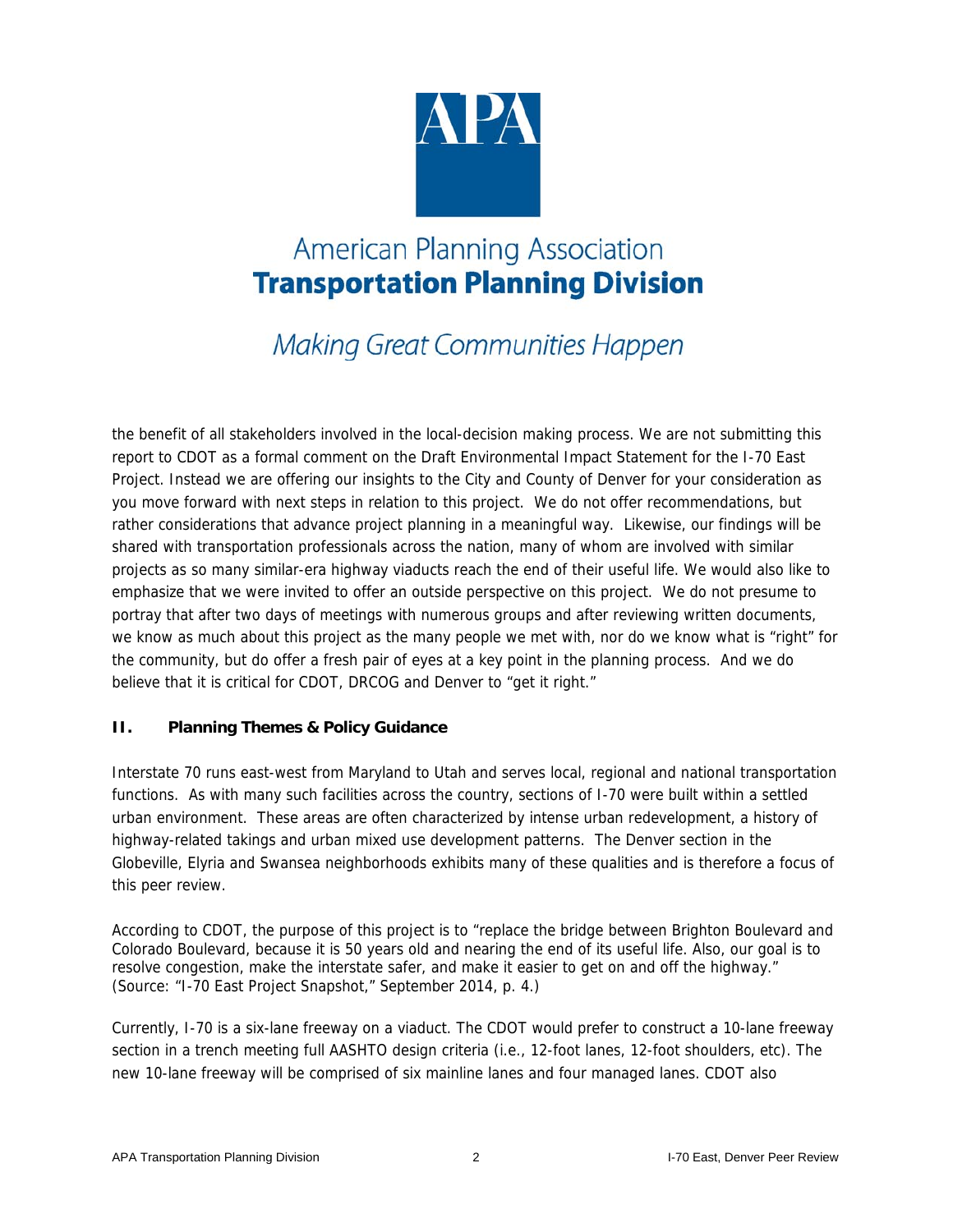the benefit of all stakeholders involved in the local-decision making process. We are not submitting this report to CDOT as a formal comment on the Draft Environmental Impact Statement for the I-70 East Project. Instead we are offering our insights to the City and County of Denver for your consideration as you move forward with next steps in relation to this project. We do not offer recommendations, but rather considerations that advance project planning in a meaningful way. Likewise, our findings will be shared with transportation professionals across the nation, many of whom are involved with similar projects as so many similar-era highway viaducts reach the end of their useful life. We would also like to emphasize that we were invited to offer an outside perspective on this project. We do not presume to portray that after two days of meetings with numerous groups and after reviewing written documents, we know as much about this project as the many people we met with, nor do we know what is "right" for the community, but do offer a fresh pair of eyes at a key point in the planning process. And we do believe that it is critical for CDOT, DRCOG and Denver to "get it right."

## II. Planning Themes & Policy Guidance

Interstate 70 runs east-west from Maryland to Utah and serves local, regional and national transportation functions. As with many such facilities across the country, sections of I-70 were built within a settled urban environment. These areas are often characterized by intense urban redevelopment, a history of highway-related takings and urban mixed use development patterns. The Denver section in the Globeville, Elyria and Swansea neighborhoods exhibits many of these qualities and is therefore a focus of this peer review.

According to CDOT, the purpose of this project is to "replace the bridge between Brighton Boulevard and Colorado Boulevard, because it is 50 years old and nearing the end of its useful life. Also, our goal is to resolve congestion, make the interstate safer, and make it easier to get on and off the highway." (Source: "I-70 East Project Snapshot," September 2014, p. 4.)

Currently, I-70 is a six-lane freeway on a viaduct. The CDOT would prefer to construct a 10-lane freeway section in a trench meeting full AASHTO design criteria (i.e., 12-foot lanes, 12-foot shoulders, etc). The new 10-lane freeway will be comprised of six mainline lanes and four managed lanes. CDOT also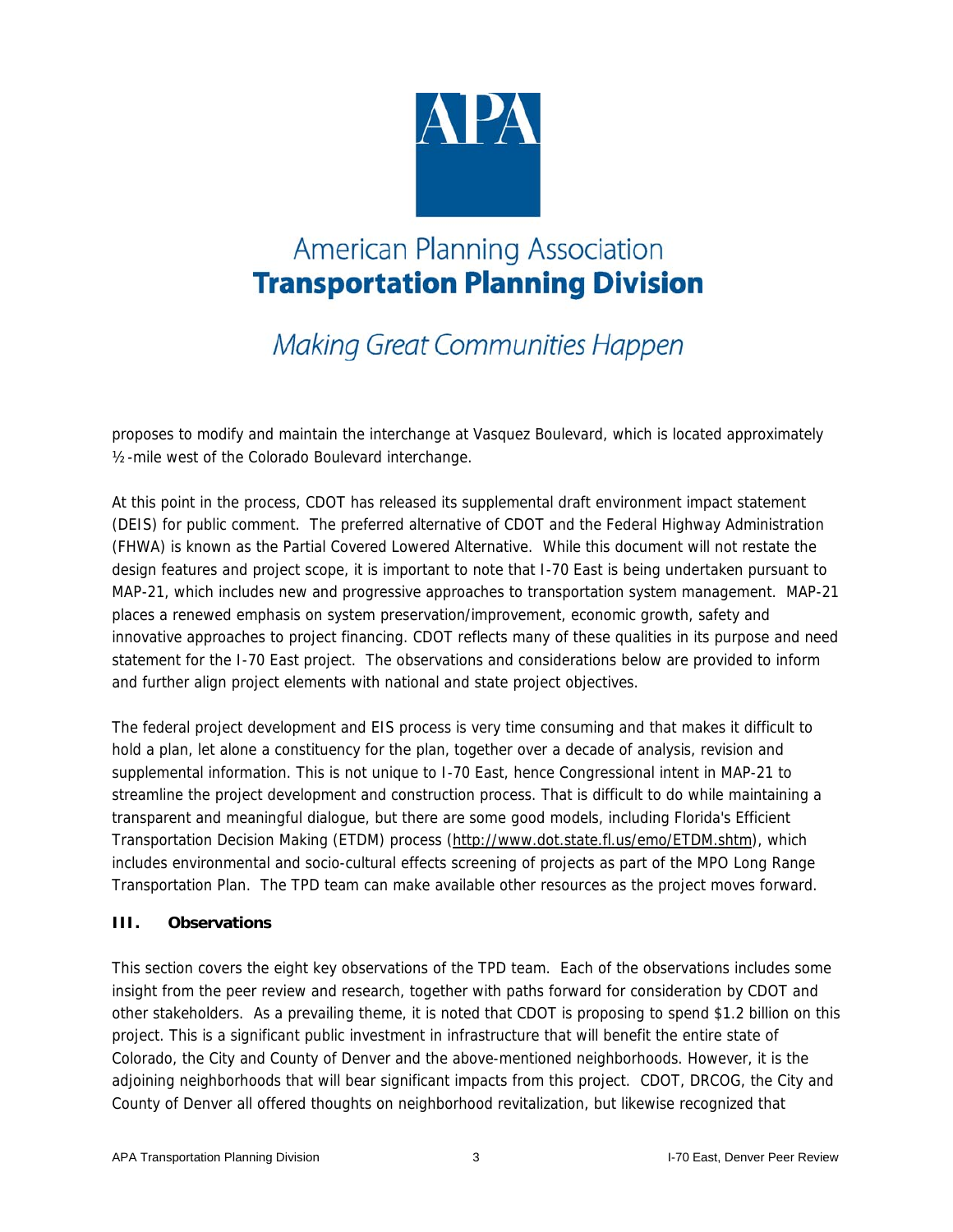proposes to modify and maintain the interchange at Vasquez Boulevard, which is located approximately ½-mile west of the Colorado Boulevard interchange.

At this point in the process, CDOT has released its supplemental draft environment impact statement (DEIS) for public comment. The preferred alternative of CDOT and the Federal Highway Administration (FHWA) is known as the Partial Covered Lowered Alternative. While this document will not restate the design features and project scope, it is important to note that I-70 East is being undertaken pursuant to MAP-21, which includes new and progressive approaches to transportation system management. MAP-21 places a renewed emphasis on system preservation/improvement, economic growth, safety and innovative approaches to project financing. CDOT reflects many of these qualities in its purpose and need statement for the I-70 East project. The observations and considerations below are provided to inform and further align project elements with national and state project objectives.

The federal project development and EIS process is very time consuming and that makes it difficult to hold a plan, let alone a constituency for the plan, together over a decade of analysis, revision and supplemental information. This is not unique to I-70 East, hence Congressional intent in MAP-21 to streamline the project development and construction process. That is difficult to do while maintaining a transparent and meaningful dialogue, but there are some good models, including Florida's Efficient Transportation Decision Making (ETDM) process (http://www.dot.state.fl.us/emo/ETDM.shtm), which includes environmental and socio-cultural effects screening of projects as part of the MPO Long Range Transportation Plan. The TPD team can make available other resources as the project moves forward.

## III. Observations

This section covers the eight key observations of the TPD team. Each of the observations includes some insight from the peer review and research, together with paths forward for consideration by CDOT and other stakeholders. As a prevailing theme, it is noted that CDOT is proposing to spend $1.2 billion on this project. This is a significant public investment in infrastructure that will benefit the entire state of Colorado, the City and County of Denver and the above-mentioned neighborhoods. However, it is the adjoining neighborhoods that will bear significant impacts from this project. CDOT, DRCOG, the City and County of Denver all offered thoughts on neighborhood revitalization, but likewise recognized that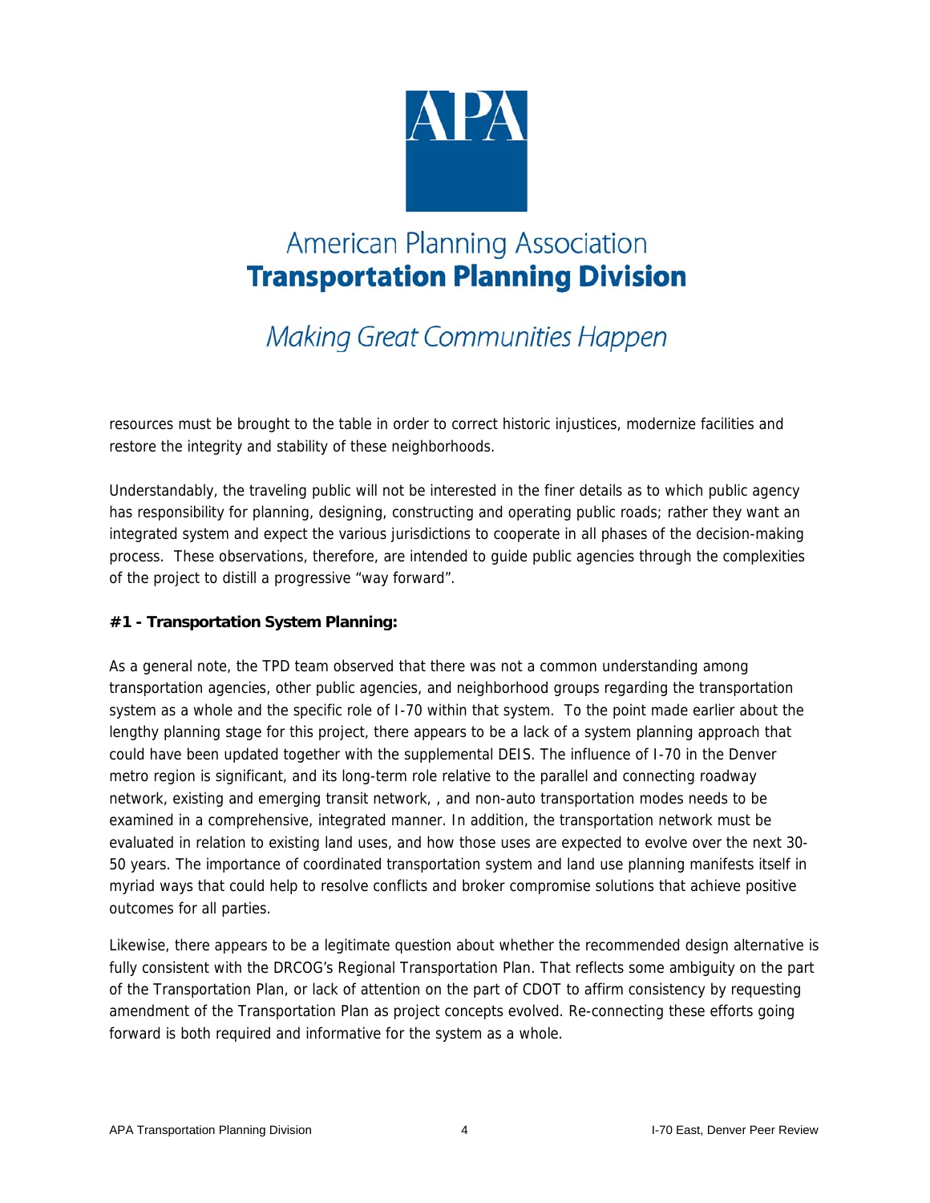resources must be brought to the table in order to correct historic injustices, modernize facilities and restore the integrity and stability of these neighborhoods.

Understandably, the traveling public will not be interested in the finer details as to which public agency has responsibility for planning, designing, constructing and operating public roads; rather they want an integrated system and expect the various jurisdictions to cooperate in all phases of the decision-making process. These observations, therefore, are intended to guide public agencies through the complexities of the project to distill a progressive "way forward".

**#1 - Transportation System Planning:**

As a general note, the TPD team observed that there was not a common understanding among transportation agencies, other public agencies, and neighborhood groups regarding the transportation system as a whole and the specific role of I-70 within that system. To the point made earlier about the lengthy planning stage for this project, there appears to be a lack of a system planning approach that could have been updated together with the supplemental DEIS. The influence of I-70 in the Denver metro region is significant, and its long-term role relative to the parallel and connecting roadway network, existing and emerging transit network, , and non-auto transportation modes needs to be examined in a comprehensive, integrated manner. In addition, the transportation network must be evaluated in relation to existing land uses, and how those uses are expected to evolve over the next 30-50 years. The importance of coordinated transportation system and land use planning manifests itself in myriad ways that could help to resolve conflicts and broker compromise solutions that achieve positive outcomes for all parties.

Likewise, there appears to be a legitimate question about whether the recommended design alternative is fully consistent with the DRCOG's Regional Transportation Plan. That reflects some ambiguity on the part of the Transportation Plan, or lack of attention on the part of CDOT to affirm consistency by requesting amendment of the Transportation Plan as project concepts evolved. Re-connecting these efforts going forward is both required and informative for the system as a whole.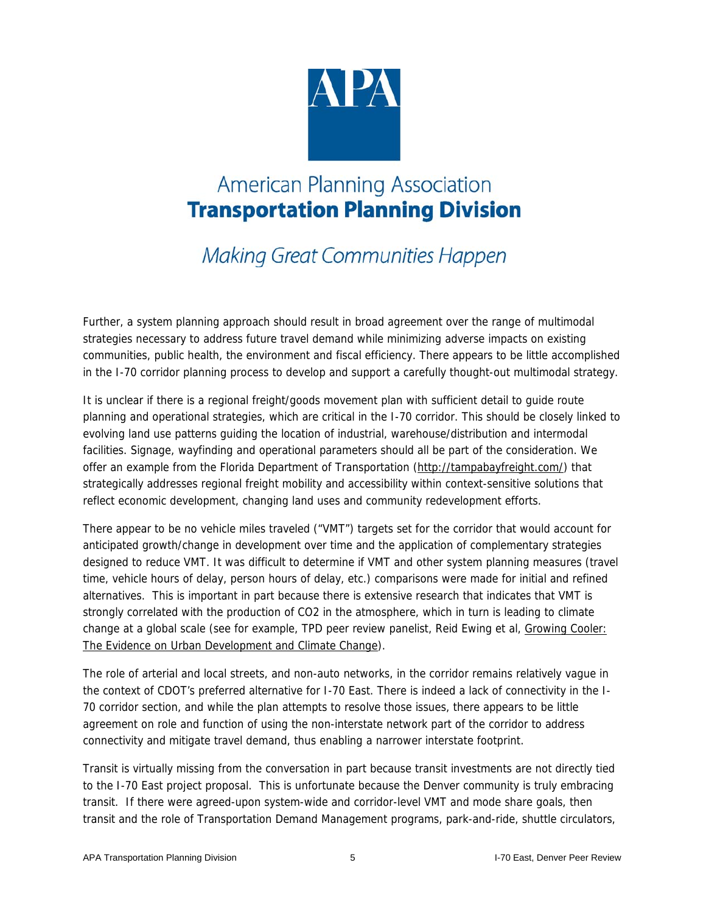Further, a system planning approach should result in broad agreement over the range of multimodal strategies necessary to address future travel demand while minimizing adverse impacts on existing communities, public health, the environment and fiscal efficiency. There appears to be little accomplished in the I-70 corridor planning process to develop and support a carefully thought-out multimodal strategy.

It is unclear if there is a regional freight/goods movement plan with sufficient detail to guide route planning and operational strategies, which are critical in the I-70 corridor. This should be closely linked to evolving land use patterns guiding the location of industrial, warehouse/distribution and intermodal facilities. Signage, wayfinding and operational parameters should all be part of the consideration. We offer an example from the Florida Department of Transportation (http://tampabayfreight.com/) that strategically addresses regional freight mobility and accessibility within context-sensitive solutions that reflect economic development, changing land uses and community redevelopment efforts.

There appear to be no vehicle miles traveled ("VMT") targets set for the corridor that would account for anticipated growth/change in development over time and the application of complementary strategies designed to reduce VMT. It was difficult to determine if VMT and other system planning measures (travel time, vehicle hours of delay, person hours of delay, etc.) comparisons were made for initial and refined alternatives. This is important in part because there is extensive research that indicates that VMT is strongly correlated with the production of $CO_2$ in the atmosphere, which in turn is leading to climate change at a global scale (see for example, TPD peer review panelist, Reid Ewing et al, Growing Cooler: The Evidence on Urban Development and Climate Change).

The role of arterial and local streets, and non-auto networks, in the corridor remains relatively vague in the context of CDOT's preferred alternative for I-70 East. There is indeed a lack of connectivity in the I-70 corridor section, and while the plan attempts to resolve those issues, there appears to be little agreement on role and function of using the non-interstate network part of the corridor to address connectivity and mitigate travel demand, thus enabling a narrower interstate footprint.

Transit is virtually missing from the conversation in part because transit investments are not directly tied to the I-70 East project proposal. This is unfortunate because the Denver community is truly embracing transit. If there were agreed-upon system-wide and corridor-level VMT and mode share goals, then transit and the role of Transportation Demand Management programs, park-and-ride, shuttle circulators,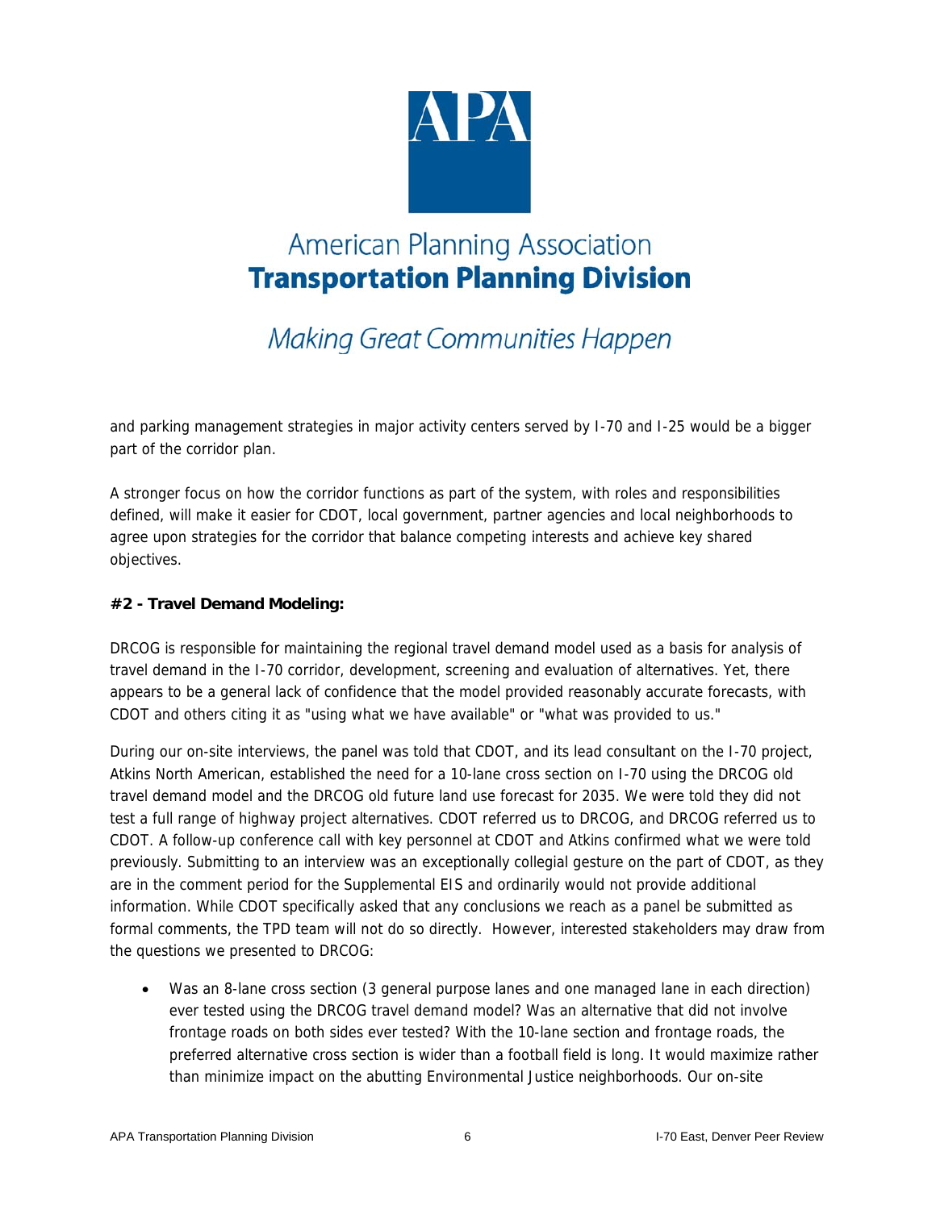and parking management strategies in major activity centers served by I-70 and I-25 would be a bigger part of the corridor plan.

A stronger focus on how the corridor functions as part of the system, with roles and responsibilities defined, will make it easier for CDOT, local government, partner agencies and local neighborhoods to agree upon strategies for the corridor that balance competing interests and achieve key shared objectives.

**#2 - Travel Demand Modeling:**

DRCOG is responsible for maintaining the regional travel demand model used as a basis for analysis of travel demand in the I-70 corridor, development, screening and evaluation of alternatives. Yet, there appears to be a general lack of confidence that the model provided reasonably accurate forecasts, with CDOT and others citing it as "using what we have available" or "what was provided to us."

During our on-site interviews, the panel was told that CDOT, and its lead consultant on the I-70 project, Atkins North American, established the need for a 10-lane cross section on I-70 using the DRCOG old travel demand model and the DRCOG old future land use forecast for 2035. We were told they did not test a full range of highway project alternatives. CDOT referred us to DRCOG, and DRCOG referred us to CDOT. A follow-up conference call with key personnel at CDOT and Atkins confirmed what we were told previously. Submitting to an interview was an exceptionally collegial gesture on the part of CDOT, as they are in the comment period for the Supplemental EIS and ordinarily would not provide additional information. While CDOT specifically asked that any conclusions we reach as a panel be submitted as formal comments, the TPD team will not do so directly. However, interested stakeholders may draw from the questions we presented to DRCOG:

- Was an 8-lane cross section (3 general purpose lanes and one managed lane in each direction) ever tested using the DRCOG travel demand model? Was an alternative that did not involve frontage roads on both sides ever tested? With the 10-lane section and frontage roads, the preferred alternative cross section is wider than a football field is long. It would maximize rather than minimize impact on the abutting Environmental Justice neighborhoods. Our on-site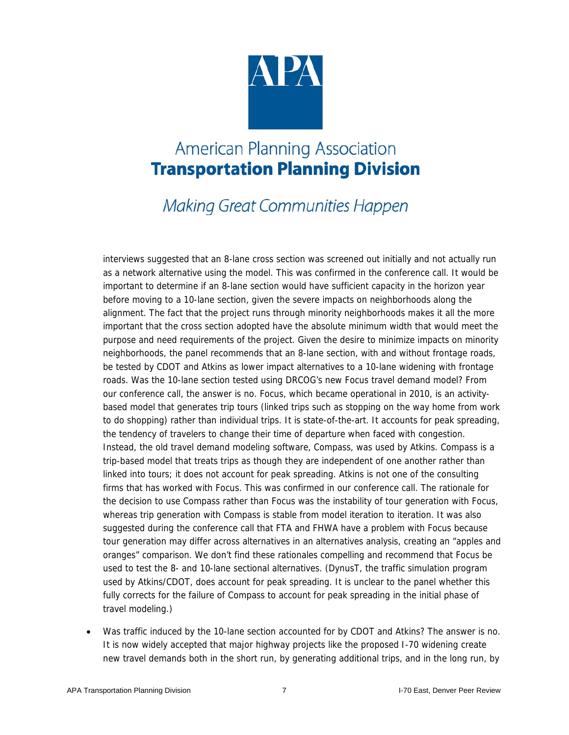interviews suggested that an 8-lane cross section was screened out initially and not actually run as a network alternative using the model. This was confirmed in the conference call. It would be important to determine if an 8-lane section would have sufficient capacity in the horizon year before moving to a 10-lane section, given the severe impacts on neighborhoods along the alignment. The fact that the project runs through minority neighborhoods makes it all the more important that the cross section adopted have the absolute minimum width that would meet the purpose and need requirements of the project. Given the desire to minimize impacts on minority neighborhoods, the panel recommends that an 8-lane section, with and without frontage roads, be tested by CDOT and Atkins as lower impact alternatives to a 10-lane widening with frontage roads. Was the 10-lane section tested using DRCOG's new Focus travel demand model? From our conference call, the answer is no. Focus, which became operational in 2010, is an activity-based model that generates trip tours (linked trips such as stopping on the way home from work to do shopping) rather than individual trips. It is state-of-the-art. It accounts for peak spreading, the tendency of travelers to change their time of departure when faced with congestion. Instead, the old travel demand modeling software, Compass, was used by Atkins. Compass is a trip-based model that treats trips as though they are independent of one another rather than linked into tours; it does not account for peak spreading. Atkins is not one of the consulting firms that has worked with Focus. This was confirmed in our conference call. The rationale for the decision to use Compass rather than Focus was the instability of tour generation with Focus, whereas trip generation with Compass is stable from model iteration to iteration. It was also suggested during the conference call that FTA and FHWA have a problem with Focus because tour generation may differ across alternatives in an alternatives analysis, creating an "apples and oranges" comparison. We don't find these rationales compelling and recommend that Focus be used to test the 8- and 10-lane sectional alternatives. (DynusT, the traffic simulation program used by Atkins/CDOT, does account for peak spreading. It is unclear to the panel whether this fully corrects for the failure of Compass to account for peak spreading in the initial phase of travel modeling.)

- Was traffic induced by the 10-lane section accounted for by CDOT and Atkins? The answer is no. It is now widely accepted that major highway projects like the proposed I-70 widening create new travel demands both in the short run, by generating additional trips, and in the long run, by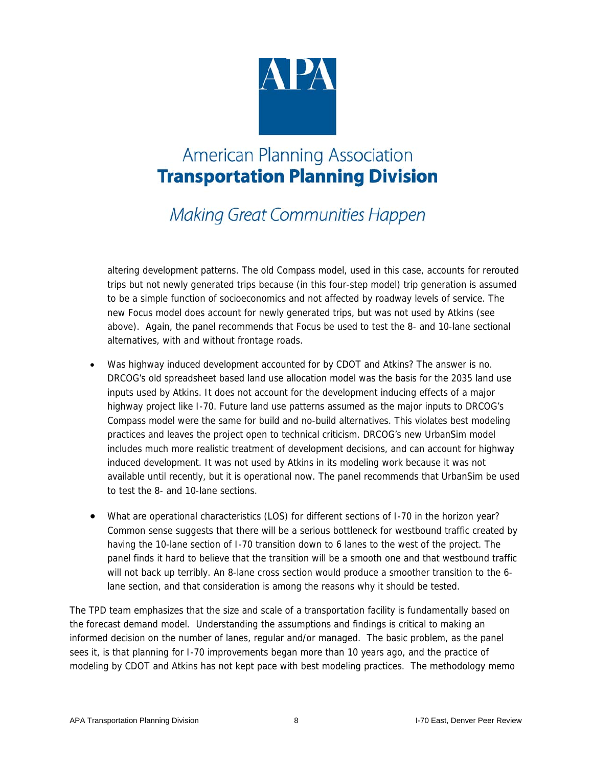altering development patterns. The old Compass model, used in this case, accounts for rerouted trips but not newly generated trips because (in this four-step model) trip generation is assumed to be a simple function of socioeconomics and not affected by roadway levels of service. The new Focus model does account for newly generated trips, but was not used by Atkins (see above). Again, the panel recommends that Focus be used to test the 8- and 10-lane sectional alternatives, with and without frontage roads.

- Was highway induced development accounted for by CDOT and Atkins? The answer is no. DRCOG's old spreadsheet based land use allocation model was the basis for the 2035 land use inputs used by Atkins. It does not account for the development inducing effects of a major highway project like I-70. Future land use patterns assumed as the major inputs to DRCOG's Compass model were the same for build and no-build alternatives. This violates best modeling practices and leaves the project open to technical criticism. DRCOG's new UrbanSim model includes much more realistic treatment of development decisions, and can account for highway induced development. It was not used by Atkins in its modeling work because it was not available until recently, but it is operational now. The panel recommends that UrbanSim be used to test the 8- and 10-lane sections.

- What are operational characteristics (LOS) for different sections of I-70 in the horizon year? Common sense suggests that there will be a serious bottleneck for westbound traffic created by having the 10-lane section of I-70 transition down to 6 lanes to the west of the project. The panel finds it hard to believe that the transition will be a smooth one and that westbound traffic will not back up terribly. An 8-lane cross section would produce a smoother transition to the 6-lane section, and that consideration is among the reasons why it should be tested.

The TPD team emphasizes that the size and scale of a transportation facility is fundamentally based on the forecast demand model. Understanding the assumptions and findings is critical to making an informed decision on the number of lanes, regular and/or managed. The basic problem, as the panel sees it, is that planning for I-70 improvements began more than 10 years ago, and the practice of modeling by CDOT and Atkins has not kept pace with best modeling practices. The methodology memo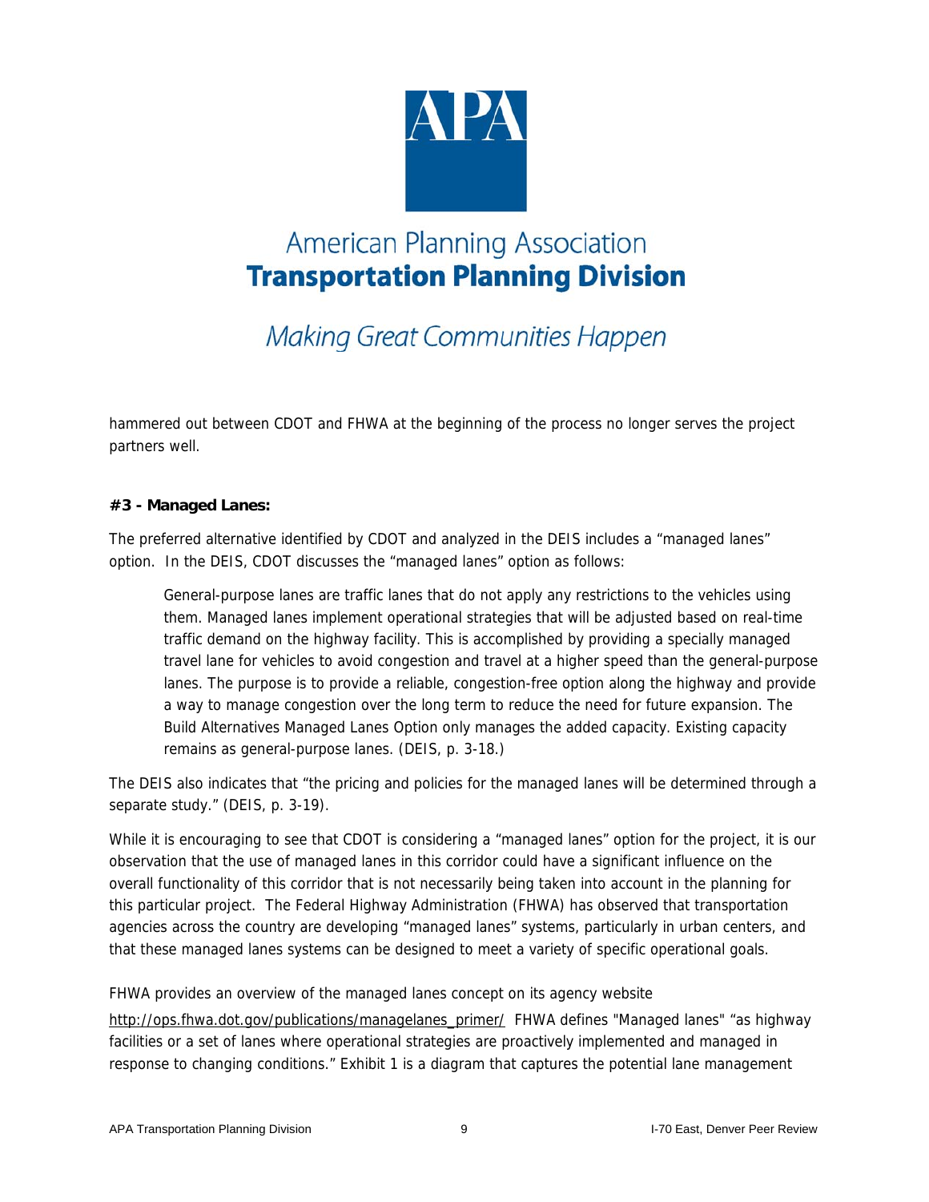hammered out between CDOT and FHWA at the beginning of the process no longer serves the project partners well.

**#3 - Managed Lanes:**

The preferred alternative identified by CDOT and analyzed in the DEIS includes a "managed lanes" option. In the DEIS, CDOT discusses the "managed lanes" option as follows:

> General-purpose lanes are traffic lanes that do not apply any restrictions to the vehicles using them. Managed lanes implement operational strategies that will be adjusted based on real-time traffic demand on the highway facility. This is accomplished by providing a specially managed travel lane for vehicles to avoid congestion and travel at a higher speed than the general-purpose lanes. The purpose is to provide a reliable, congestion-free option along the highway and provide a way to manage congestion over the long term to reduce the need for future expansion. The Build Alternatives Managed Lanes Option only manages the added capacity. Existing capacity remains as general-purpose lanes. (DEIS, p. 3-18.)

The DEIS also indicates that "the pricing and policies for the managed lanes will be determined through a separate study." (DEIS, p. 3-19).

While it is encouraging to see that CDOT is considering a "managed lanes" option for the project, it is our observation that the use of managed lanes in this corridor could have a significant influence on the overall functionality of this corridor that is not necessarily being taken into account in the planning for this particular project. The Federal Highway Administration (FHWA) has observed that transportation agencies across the country are developing "managed lanes" systems, particularly in urban centers, and that these managed lanes systems can be designed to meet a variety of specific operational goals.

FHWA provides an overview of the managed lanes concept on its agency website http://ops.fhwa.dot.gov/publications/managelanes_primer/ FHWA defines "Managed lanes" "as highway facilities or a set of lanes where operational strategies are proactively implemented and managed in response to changing conditions." Exhibit 1 is a diagram that captures the potential lane management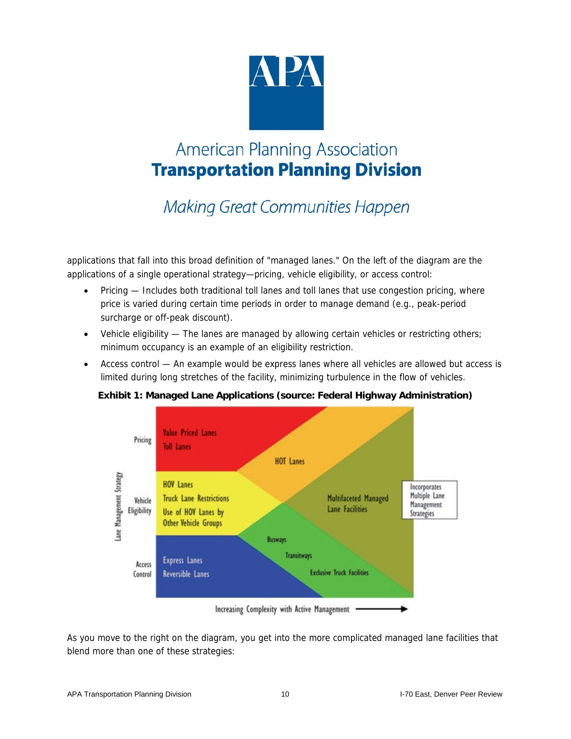applications that fall into this broad definition of "managed lanes." On the left of the diagram are the applications of a single operational strategy—pricing, vehicle eligibility, or access control:

- Pricing — Includes both traditional toll lanes and toll lanes that use congestion pricing, where price is varied during certain time periods in order to manage demand (e.g., peak-period surcharge or off-peak discount).
- Vehicle eligibility — The lanes are managed by allowing certain vehicles or restricting others; minimum occupancy is an example of an eligibility restriction.
- Access control — An example would be express lanes where all vehicles are allowed but access is limited during long stretches of the facility, minimizing turbulence in the flow of vehicles.

**Exhibit 1: Managed Lane Applications (source: Federal Highway Administration)**

Lane Management Strategy

Pricing: Value Priced Lanes, Toll Lanes

Vehicle Eligibility: HOV Lanes, Truck Lane Restrictions, Use of HOV Lanes by Other Vehicle Groups

Access Control: Express Lanes, Reversible Lanes

HOT Lanes

Busways

Transitways

Exclusive Truck Facilities

Multifaceted Managed Lane Facilities

Incorporates Multiple Lane Management Strategies

Increasing Complexity with Active Management →

As you move to the right on the diagram, you get into the more complicated managed lane facilities that blend more than one of these strategies: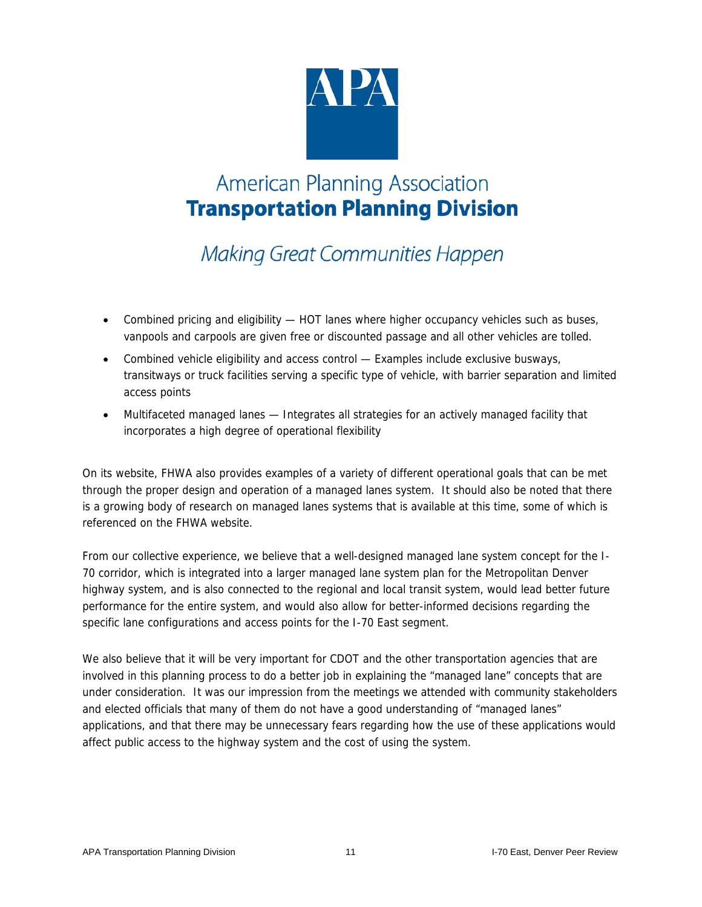- Combined pricing and eligibility — HOT lanes where higher occupancy vehicles such as buses, vanpools and carpools are given free or discounted passage and all other vehicles are tolled.
- Combined vehicle eligibility and access control — Examples include exclusive busways, transitways or truck facilities serving a specific type of vehicle, with barrier separation and limited access points
- Multifaceted managed lanes — Integrates all strategies for an actively managed facility that incorporates a high degree of operational flexibility

On its website, FHWA also provides examples of a variety of different operational goals that can be met through the proper design and operation of a managed lanes system. It should also be noted that there is a growing body of research on managed lanes systems that is available at this time, some of which is referenced on the FHWA website.

From our collective experience, we believe that a well-designed managed lane system concept for the I-70 corridor, which is integrated into a larger managed lane system plan for the Metropolitan Denver highway system, and is also connected to the regional and local transit system, would lead better future performance for the entire system, and would also allow for better-informed decisions regarding the specific lane configurations and access points for the I-70 East segment.

We also believe that it will be very important for CDOT and the other transportation agencies that are involved in this planning process to do a better job in explaining the "managed lane" concepts that are under consideration. It was our impression from the meetings we attended with community stakeholders and elected officials that many of them do not have a good understanding of "managed lanes" applications, and that there may be unnecessary fears regarding how the use of these applications would affect public access to the highway system and the cost of using the system.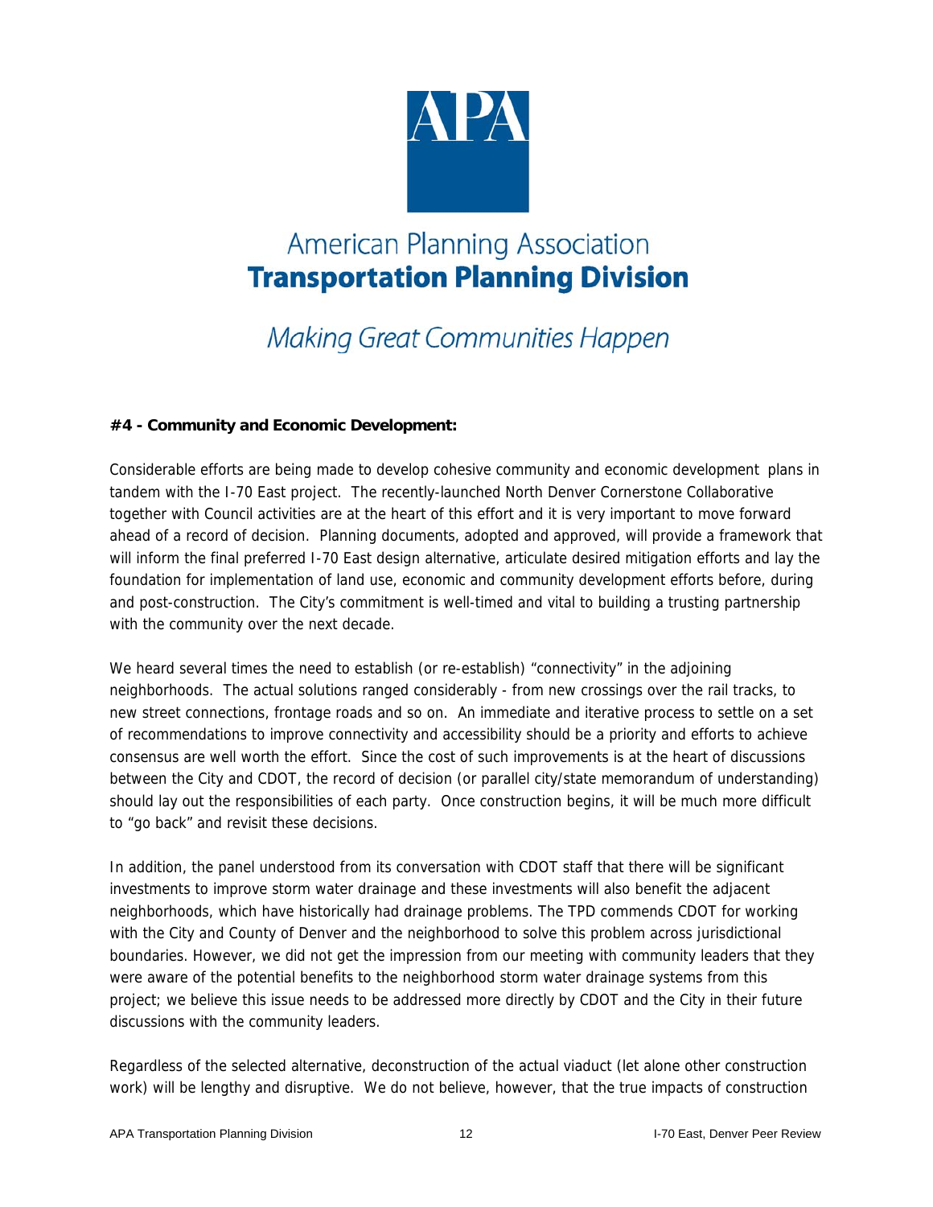American Planning Association
**Transportation Planning Division**

*Making Great Communities Happen*

**#4 - Community and Economic Development:**

Considerable efforts are being made to develop cohesive community and economic development plans in tandem with the I-70 East project. The recently-launched North Denver Cornerstone Collaborative together with Council activities are at the heart of this effort and it is very important to move forward ahead of a record of decision. Planning documents, adopted and approved, will provide a framework that will inform the final preferred I-70 East design alternative, articulate desired mitigation efforts and lay the foundation for implementation of land use, economic and community development efforts before, during and post-construction. The City's commitment is well-timed and vital to building a trusting partnership with the community over the next decade.

We heard several times the need to establish (or re-establish) "connectivity" in the adjoining neighborhoods. The actual solutions ranged considerably - from new crossings over the rail tracks, to new street connections, frontage roads and so on. An immediate and iterative process to settle on a set of recommendations to improve connectivity and accessibility should be a priority and efforts to achieve consensus are well worth the effort. Since the cost of such improvements is at the heart of discussions between the City and CDOT, the record of decision (or parallel city/state memorandum of understanding) should lay out the responsibilities of each party. Once construction begins, it will be much more difficult to "go back" and revisit these decisions.

In addition, the panel understood from its conversation with CDOT staff that there will be significant investments to improve storm water drainage and these investments will also benefit the adjacent neighborhoods, which have historically had drainage problems. The TPD commends CDOT for working with the City and County of Denver and the neighborhood to solve this problem across jurisdictional boundaries. However, we did not get the impression from our meeting with community leaders that they were aware of the potential benefits to the neighborhood storm water drainage systems from this project; we believe this issue needs to be addressed more directly by CDOT and the City in their future discussions with the community leaders.

Regardless of the selected alternative, deconstruction of the actual viaduct (let alone other construction work) will be lengthy and disruptive. We do not believe, however, that the true impacts of construction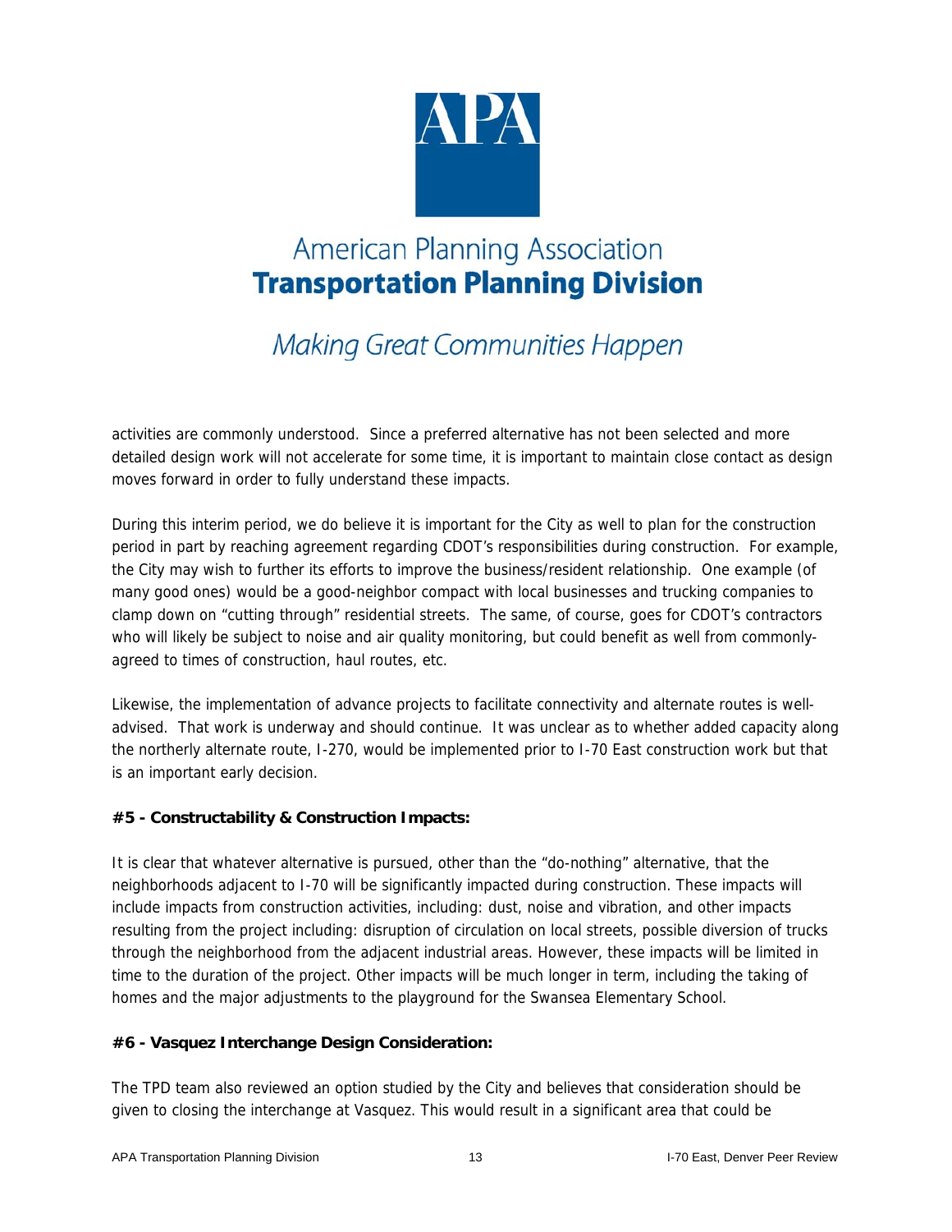activities are commonly understood. Since a preferred alternative has not been selected and more detailed design work will not accelerate for some time, it is important to maintain close contact as design moves forward in order to fully understand these impacts.

During this interim period, we do believe it is important for the City as well to plan for the construction period in part by reaching agreement regarding CDOT's responsibilities during construction. For example, the City may wish to further its efforts to improve the business/resident relationship. One example (of many good ones) would be a good-neighbor compact with local businesses and trucking companies to clamp down on "cutting through" residential streets. The same, of course, goes for CDOT's contractors who will likely be subject to noise and air quality monitoring, but could benefit as well from commonly-agreed to times of construction, haul routes, etc.

Likewise, the implementation of advance projects to facilitate connectivity and alternate routes is well-advised. That work is underway and should continue. It was unclear as to whether added capacity along the northerly alternate route, I-270, would be implemented prior to I-70 East construction work but that is an important early decision.

**#5 - Constructability & Construction Impacts:**

It is clear that whatever alternative is pursued, other than the "do-nothing" alternative, that the neighborhoods adjacent to I-70 will be significantly impacted during construction. These impacts will include impacts from construction activities, including: dust, noise and vibration, and other impacts resulting from the project including: disruption of circulation on local streets, possible diversion of trucks through the neighborhood from the adjacent industrial areas. However, these impacts will be limited in time to the duration of the project. Other impacts will be much longer in term, including the taking of homes and the major adjustments to the playground for the Swansea Elementary School.

**#6 - Vasquez Interchange Design Consideration:**

The TPD team also reviewed an option studied by the City and believes that consideration should be given to closing the interchange at Vasquez. This would result in a significant area that could be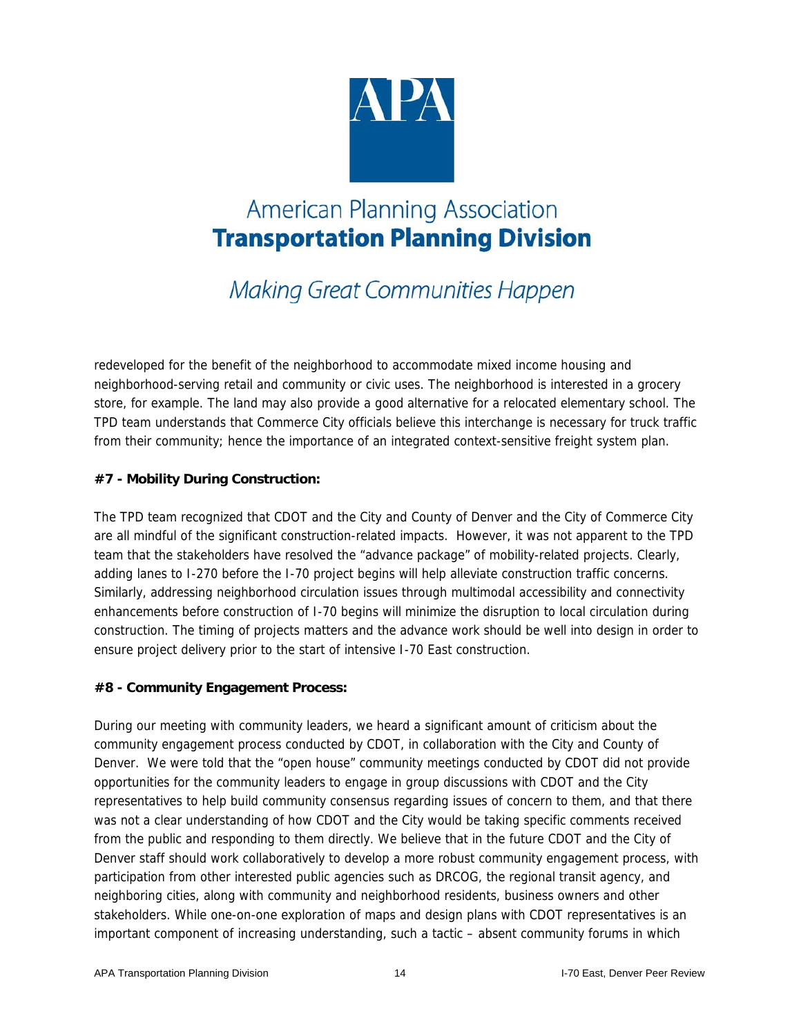redeveloped for the benefit of the neighborhood to accommodate mixed income housing and neighborhood-serving retail and community or civic uses. The neighborhood is interested in a grocery store, for example. The land may also provide a good alternative for a relocated elementary school. The TPD team understands that Commerce City officials believe this interchange is necessary for truck traffic from their community; hence the importance of an integrated context-sensitive freight system plan.

**#7 - Mobility During Construction:**

The TPD team recognized that CDOT and the City and County of Denver and the City of Commerce City are all mindful of the significant construction-related impacts. However, it was not apparent to the TPD team that the stakeholders have resolved the "advance package" of mobility-related projects. Clearly, adding lanes to I-270 before the I-70 project begins will help alleviate construction traffic concerns. Similarly, addressing neighborhood circulation issues through multimodal accessibility and connectivity enhancements before construction of I-70 begins will minimize the disruption to local circulation during construction. The timing of projects matters and the advance work should be well into design in order to ensure project delivery prior to the start of intensive I-70 East construction.

**#8 - Community Engagement Process:**

During our meeting with community leaders, we heard a significant amount of criticism about the community engagement process conducted by CDOT, in collaboration with the City and County of Denver. We were told that the "open house" community meetings conducted by CDOT did not provide opportunities for the community leaders to engage in group discussions with CDOT and the City representatives to help build community consensus regarding issues of concern to them, and that there was not a clear understanding of how CDOT and the City would be taking specific comments received from the public and responding to them directly. We believe that in the future CDOT and the City of Denver staff should work collaboratively to develop a more robust community engagement process, with participation from other interested public agencies such as DRCOG, the regional transit agency, and neighboring cities, along with community and neighborhood residents, business owners and other stakeholders. While one-on-one exploration of maps and design plans with CDOT representatives is an important component of increasing understanding, such a tactic – absent community forums in which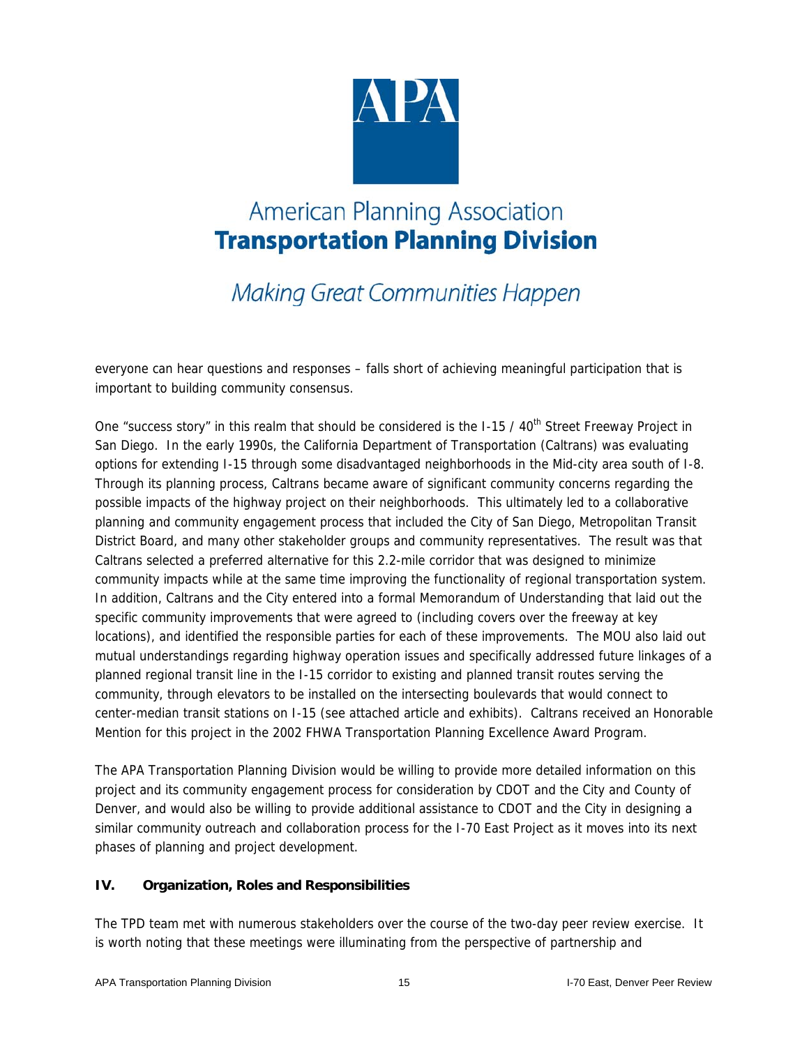everyone can hear questions and responses – falls short of achieving meaningful participation that is important to building community consensus.

One "success story" in this realm that should be considered is the I-15 / 40th Street Freeway Project in San Diego. In the early 1990s, the California Department of Transportation (Caltrans) was evaluating options for extending I-15 through some disadvantaged neighborhoods in the Mid-city area south of I-8. Through its planning process, Caltrans became aware of significant community concerns regarding the possible impacts of the highway project on their neighborhoods. This ultimately led to a collaborative planning and community engagement process that included the City of San Diego, Metropolitan Transit District Board, and many other stakeholder groups and community representatives. The result was that Caltrans selected a preferred alternative for this 2.2-mile corridor that was designed to minimize community impacts while at the same time improving the functionality of regional transportation system. In addition, Caltrans and the City entered into a formal Memorandum of Understanding that laid out the specific community improvements that were agreed to (including covers over the freeway at key locations), and identified the responsible parties for each of these improvements. The MOU also laid out mutual understandings regarding highway operation issues and specifically addressed future linkages of a planned regional transit line in the I-15 corridor to existing and planned transit routes serving the community, through elevators to be installed on the intersecting boulevards that would connect to center-median transit stations on I-15 (see attached article and exhibits). Caltrans received an Honorable Mention for this project in the 2002 FHWA Transportation Planning Excellence Award Program.

The APA Transportation Planning Division would be willing to provide more detailed information on this project and its community engagement process for consideration by CDOT and the City and County of Denver, and would also be willing to provide additional assistance to CDOT and the City in designing a similar community outreach and collaboration process for the I-70 East Project as it moves into its next phases of planning and project development.

## IV. Organization, Roles and Responsibilities

The TPD team met with numerous stakeholders over the course of the two-day peer review exercise. It is worth noting that these meetings were illuminating from the perspective of partnership and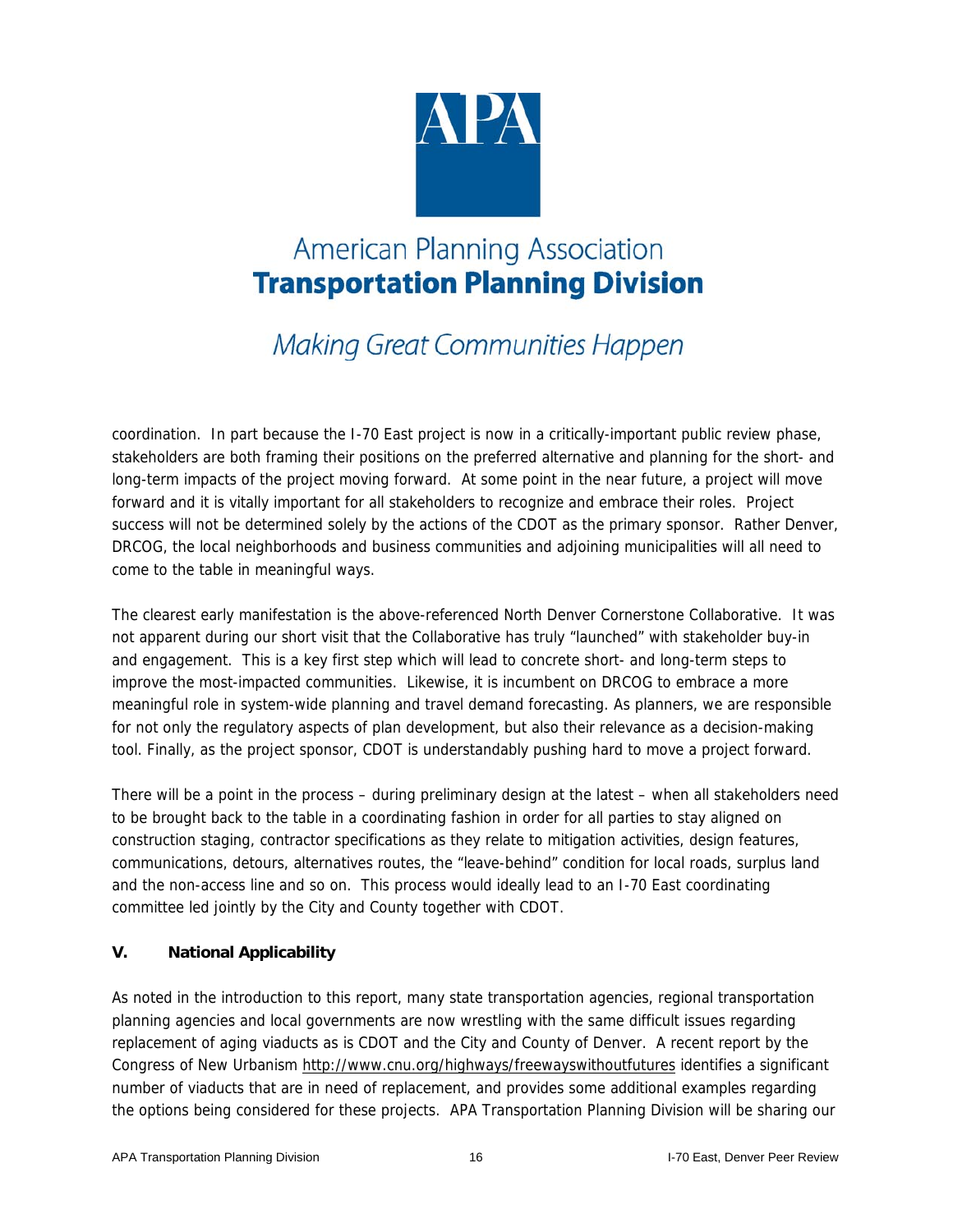coordination. In part because the I-70 East project is now in a critically-important public review phase, stakeholders are both framing their positions on the preferred alternative and planning for the short- and long-term impacts of the project moving forward. At some point in the near future, a project will move forward and it is vitally important for all stakeholders to recognize and embrace their roles. Project success will not be determined solely by the actions of the CDOT as the primary sponsor. Rather Denver, DRCOG, the local neighborhoods and business communities and adjoining municipalities will all need to come to the table in meaningful ways.

The clearest early manifestation is the above-referenced North Denver Cornerstone Collaborative. It was not apparent during our short visit that the Collaborative has truly "launched" with stakeholder buy-in and engagement. This is a key first step which will lead to concrete short- and long-term steps to improve the most-impacted communities. Likewise, it is incumbent on DRCOG to embrace a more meaningful role in system-wide planning and travel demand forecasting. As planners, we are responsible for not only the regulatory aspects of plan development, but also their relevance as a decision-making tool. Finally, as the project sponsor, CDOT is understandably pushing hard to move a project forward.

There will be a point in the process – during preliminary design at the latest – when all stakeholders need to be brought back to the table in a coordinating fashion in order for all parties to stay aligned on construction staging, contractor specifications as they relate to mitigation activities, design features, communications, detours, alternatives routes, the "leave-behind" condition for local roads, surplus land and the non-access line and so on. This process would ideally lead to an I-70 East coordinating committee led jointly by the City and County together with CDOT.

## V. National Applicability

As noted in the introduction to this report, many state transportation agencies, regional transportation planning agencies and local governments are now wrestling with the same difficult issues regarding replacement of aging viaducts as is CDOT and the City and County of Denver. A recent report by the Congress of New Urbanism http://www.cnu.org/highways/freewayswithoutfutures identifies a significant number of viaducts that are in need of replacement, and provides some additional examples regarding the options being considered for these projects. APA Transportation Planning Division will be sharing our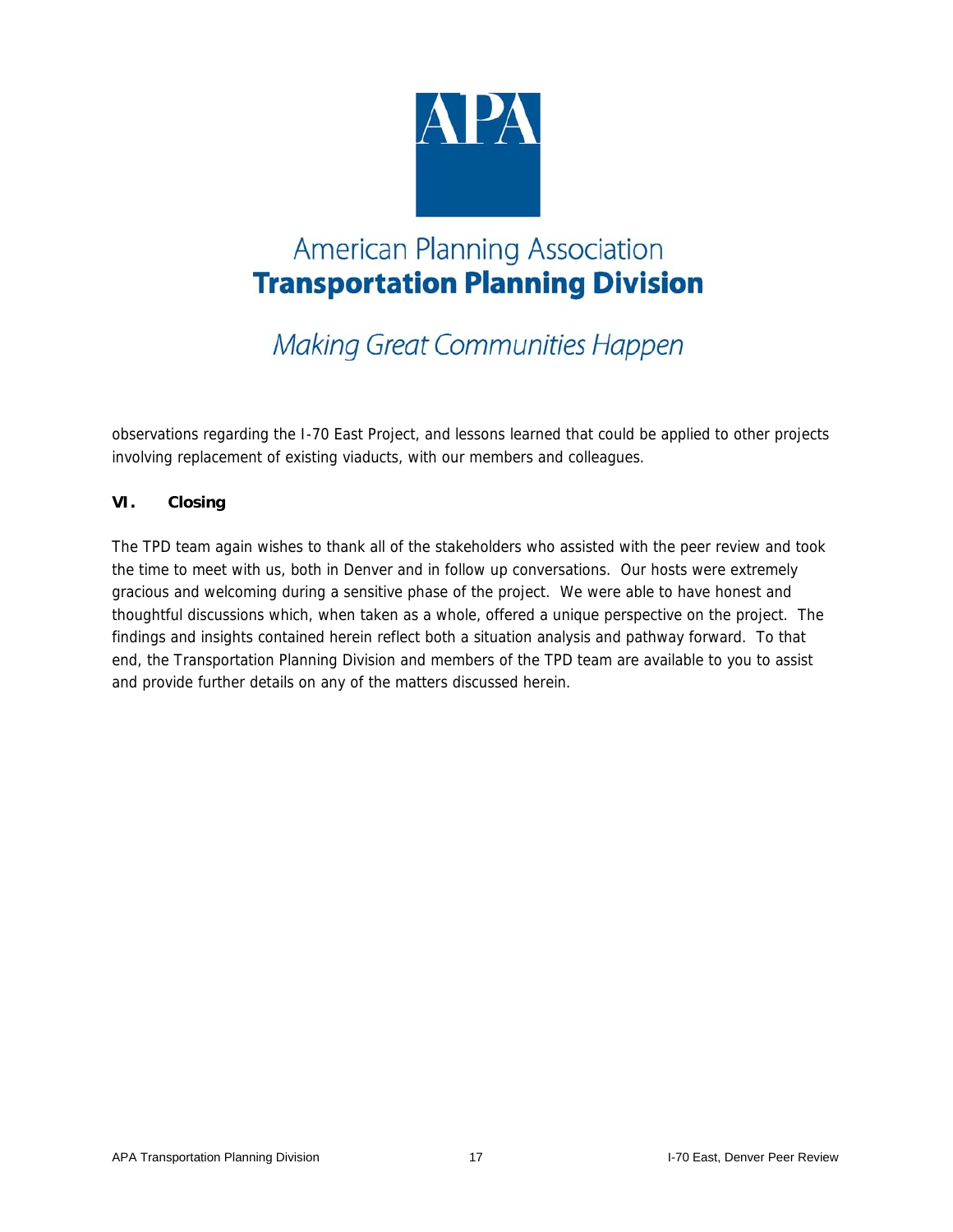# American Planning Association
## Transportation Planning Division

*Making Great Communities Happen*

observations regarding the I-70 East Project, and lessons learned that could be applied to other projects involving replacement of existing viaducts, with our members and colleagues.

### VI. Closing

The TPD team again wishes to thank all of the stakeholders who assisted with the peer review and took the time to meet with us, both in Denver and in follow up conversations. Our hosts were extremely gracious and welcoming during a sensitive phase of the project. We were able to have honest and thoughtful discussions which, when taken as a whole, offered a unique perspective on the project. The findings and insights contained herein reflect both a situation analysis and pathway forward. To that end, the Transportation Planning Division and members of the TPD team are available to you to assist and provide further details on any of the matters discussed herein.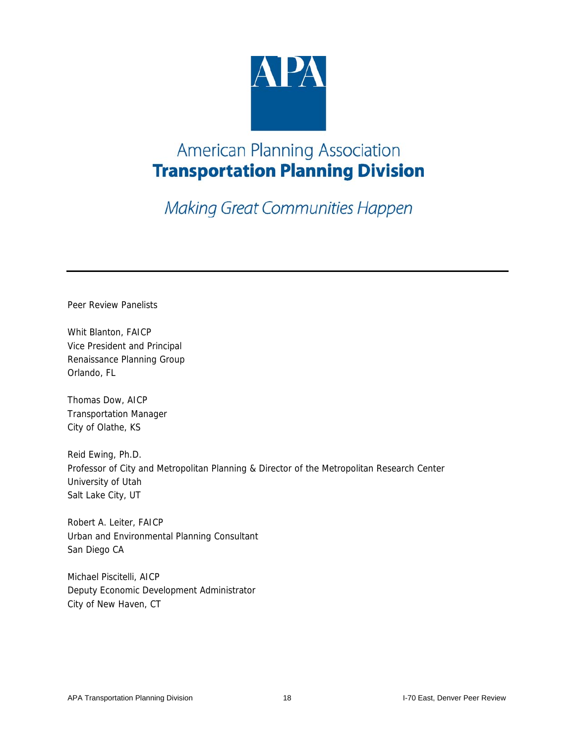APA

American Planning Association
**Transportation Planning Division**

*Making Great Communities Happen*

---

Peer Review Panelists

Whit Blanton, FAICP
Vice President and Principal
Renaissance Planning Group
Orlando, FL

Thomas Dow, AICP
Transportation Manager
City of Olathe, KS

Reid Ewing, Ph.D.
Professor of City and Metropolitan Planning & Director of the Metropolitan Research Center
University of Utah
Salt Lake City, UT

Robert A. Leiter, FAICP
Urban and Environmental Planning Consultant
San Diego CA

Michael Piscitelli, AICP
Deputy Economic Development Administrator
City of New Haven, CT